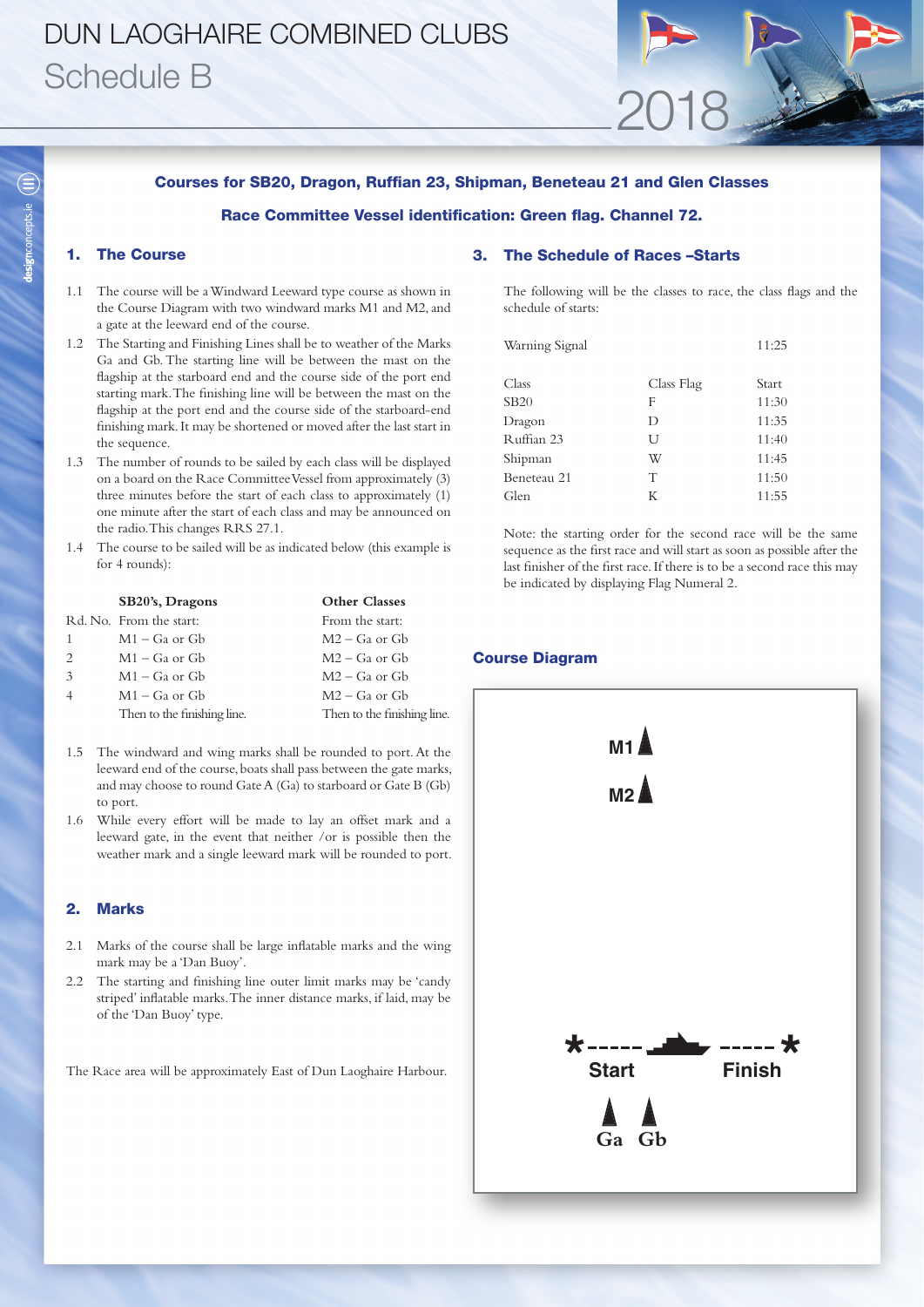# DUN LAOGHAIRE COMBINED CLUBS

## Schedule B

2018

**Courses for SB20, Dragon, Ruffian 23, Shipman, Beneteau 21 and Glen Classes**

**Race Committee Vessel identification: Green flag. Channel 72.**

### 1. The Course

1.1 The course will be a Windward Leeward type course as shown in the Course Diagram with two windward marks M1 and M2, and a gate at the leeward end of the course.

1.2 The Starting and Finishing Lines shall be to weather of the Marks Ga and Gb. The starting line will be between the mast on the flagship at the starboard end and the course side of the port end starting mark. The finishing line will be between the mast on the flagship at the port end and the course side of the starboard-end finishing mark. It may be shortened or moved after the last start in the sequence.

1.3 The number of rounds to be sailed by each class will be displayed on a board on the Race Committee Vessel from approximately (3) three minutes before the start of each class to approximately (1) one minute after the start of each class and may be announced on the radio. This changes RRS 27.1.

1.4 The course to be sailed will be as indicated below (this example is for 4 rounds):

| | SB20's, Dragons | Other Classes |
|---|---|---|
| Rd. No. | From the start: | From the start: |
| 1 | M1 – Ga or Gb | M2 – Ga or Gb |
| 2 | M1 – Ga or Gb | M2 – Ga or Gb |
| 3 | M1 – Ga or Gb | M2 – Ga or Gb |
| 4 | M1 – Ga or Gb | M2 – Ga or Gb |
| | Then to the finishing line. | Then to the finishing line. |

1.5 The windward and wing marks shall be rounded to port. At the leeward end of the course, boats shall pass between the gate marks, and may choose to round Gate A (Ga) to starboard or Gate B (Gb) to port.

1.6 While every effort will be made to lay an offset mark and a leeward gate, in the event that neither /or is possible then the weather mark and a single leeward mark will be rounded to port.

### 2. Marks

2.1 Marks of the course shall be large inflatable marks and the wing mark may be a 'Dan Buoy'.

2.2 The starting and finishing line outer limit marks may be 'candy striped' inflatable marks. The inner distance marks, if laid, may be of the 'Dan Buoy' type.

The Race area will be approximately East of Dun Laoghaire Harbour.

### 3. The Schedule of Races –Starts

The following will be the classes to race, the class flags and the schedule of starts:

Warning Signal 11:25

| Class | Class Flag | Start |
|---|---|---|
| SB20 | F | 11:30 |
| Dragon | D | 11:35 |
| Ruffian 23 | U | 11:40 |
| Shipman | W | 11:45 |
| Beneteau 21 | T | 11:50 |
| Glen | K | 11:55 |

Note: the starting order for the second race will be the same sequence as the first race and will start as soon as possible after the last finisher of the first race. If there is to be a second race this may be indicated by displaying Flag Numeral 2.

### Course Diagram

M1

M2

Start Finish

Ga Gb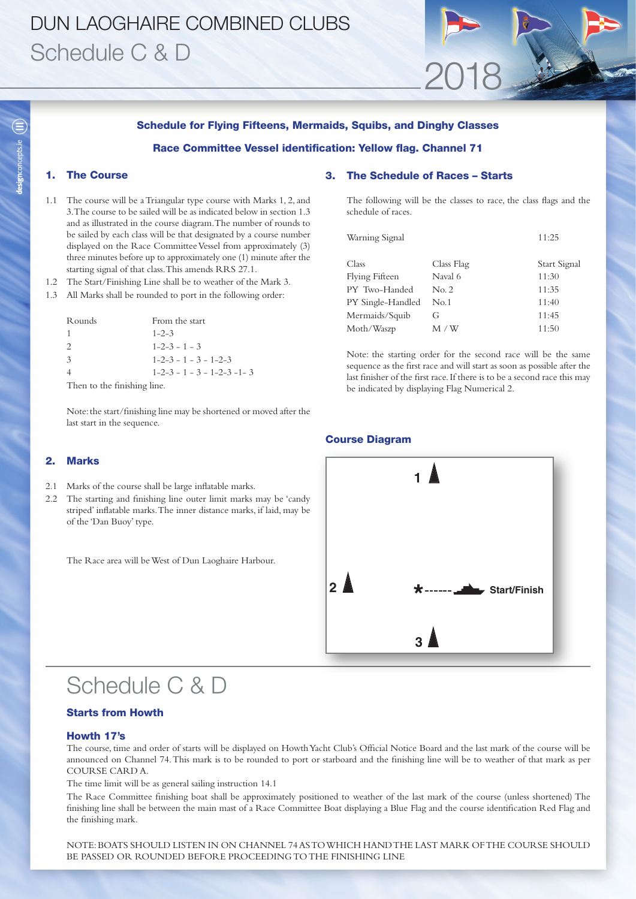# DUN LAOGHAIRE COMBINED CLUBS

## Schedule C & D

2018

**Schedule for Flying Fifteens, Mermaids, Squibs, and Dinghy Classes**

**Race Committee Vessel identification: Yellow flag. Channel 71**

### 1. The Course

1.1 The course will be a Triangular type course with Marks 1, 2, and 3. The course to be sailed will be as indicated below in section 1.3 and as illustrated in the course diagram. The number of rounds to be sailed by each class will be that designated by a course number displayed on the Race Committee Vessel from approximately (3) three minutes before up to approximately one (1) minute after the starting signal of that class. This amends RRS 27.1.

1.2 The Start/Finishing Line shall be to weather of the Mark 3.

1.3 All Marks shall be rounded to port in the following order:

| Rounds | From the start |
|---|---|
| 1 | 1-2-3 |
| 2 | 1-2-3 - 1 - 3 |
| 3 | 1-2-3 - 1 - 3 - 1-2-3 |
| 4 | 1-2-3 - 1 - 3 - 1-2-3 -1- 3 |

Then to the finishing line.

Note: the start/finishing line may be shortened or moved after the last start in the sequence.

### 2. Marks

2.1 Marks of the course shall be large inflatable marks.

2.2 The starting and finishing line outer limit marks may be 'candy striped' inflatable marks. The inner distance marks, if laid, may be of the 'Dan Buoy' type.

The Race area will be West of Dun Laoghaire Harbour.

### 3. The Schedule of Races – Starts

The following will be the classes to race, the class flags and the schedule of races.

Warning Signal 11:25

| Class | Class Flag | Start Signal |
|---|---|---|
| Flying Fifteen | Naval 6 | 11:30 |
| PY Two-Handed | No. 2 | 11:35 |
| PY Single-Handled | No.1 | 11:40 |
| Mermaids/Squib | G | 11:45 |
| Moth/Waszp | M / W | 11:50 |

Note: the starting order for the second race will be the same sequence as the first race and will start as soon as possible after the last finisher of the first race. If there is to be a second race this may be indicated by displaying Flag Numerical 2.

### Course Diagram

1

2

3

Start/Finish

## Schedule C & D

### Starts from Howth

### Howth 17's

The course, time and order of starts will be displayed on Howth Yacht Club's Official Notice Board and the last mark of the course will be announced on Channel 74. This mark is to be rounded to port or starboard and the finishing line will be to weather of that mark as per COURSE CARD A.

The time limit will be as general sailing instruction 14.1

The Race Committee finishing boat shall be approximately positioned to weather of the last mark of the course (unless shortened) The finishing line shall be between the main mast of a Race Committee Boat displaying a Blue Flag and the course identification Red Flag and the finishing mark.

NOTE: BOATS SHOULD LISTEN IN ON CHANNEL 74 AS TO WHICH HAND THE LAST MARK OF THE COURSE SHOULD BE PASSED OR ROUNDED BEFORE PROCEEDING TO THE FINISHING LINE